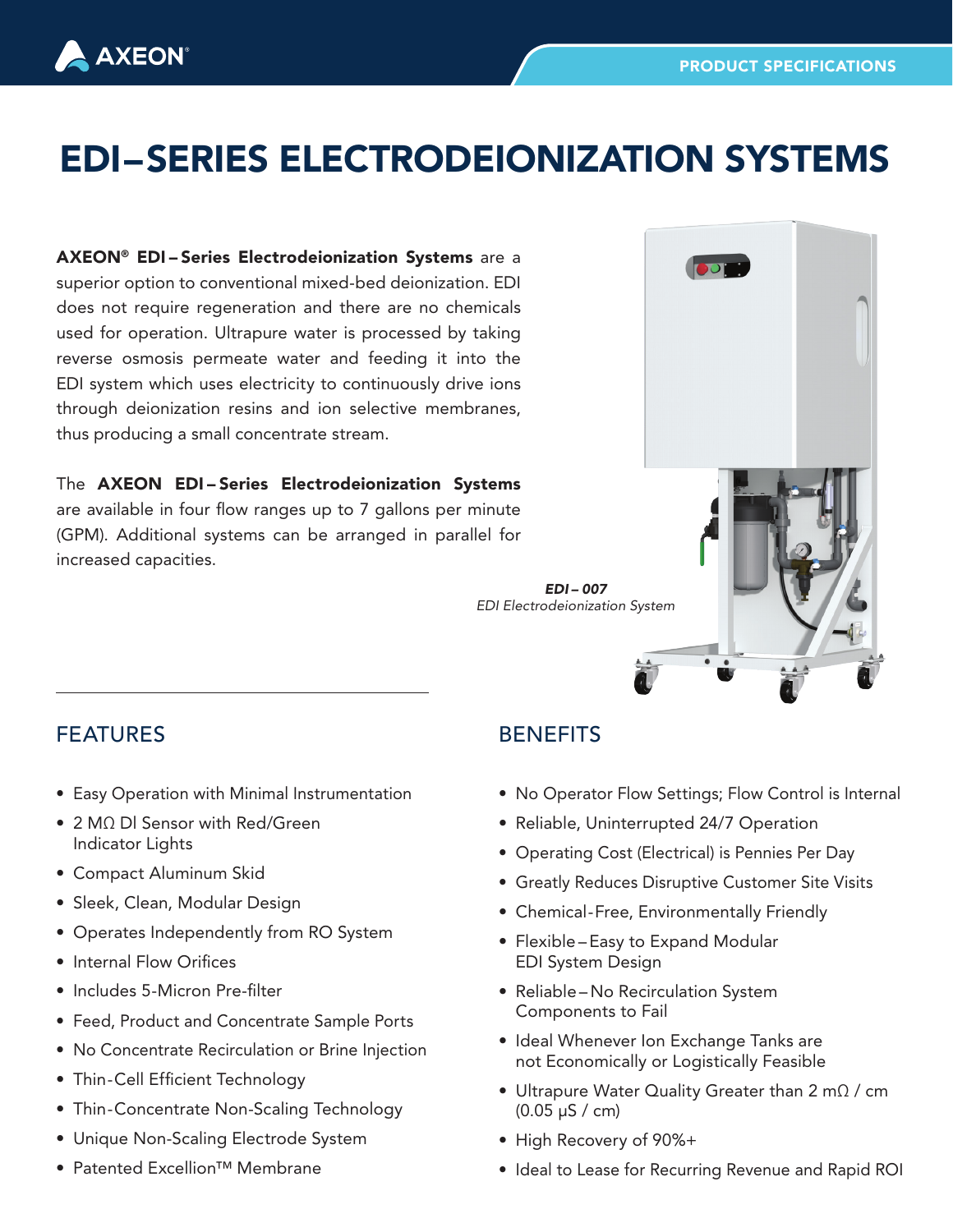# EDI–SERIES ELECTRODEIONIZATION SYSTEMS

**AXEON® EDI – Series Electrodeionization Systems** are a superior option to conventional mixed-bed deionization. EDI does not require regeneration and there are no chemicals used for operation. Ultrapure water is processed by taking reverse osmosis permeate water and feeding it into the EDI system which uses electricity to continuously drive ions through deionization resins and ion selective membranes, thus producing a small concentrate stream.

The **AXEON EDI – Series Electrodeionization Systems** are available in four flow ranges up to 7 gallons per minute (GPM). Additional systems can be arranged in parallel for increased capacities.

***EDI – 007***
*EDI Electrodeionization System*

## FEATURES

- Easy Operation with Minimal Instrumentation
- 2 MΩ DI Sensor with Red/Green Indicator Lights
- Compact Aluminum Skid
- Sleek, Clean, Modular Design
- Operates Independently from RO System
- Internal Flow Orifices
- Includes 5-Micron Pre-filter
- Feed, Product and Concentrate Sample Ports
- No Concentrate Recirculation or Brine Injection
- Thin-Cell Efficient Technology
- Thin-Concentrate Non-Scaling Technology
- Unique Non-Scaling Electrode System
- Patented Excellion™ Membrane

## BENEFITS

- No Operator Flow Settings; Flow Control is Internal
- Reliable, Uninterrupted 24/7 Operation
- Operating Cost (Electrical) is Pennies Per Day
- Greatly Reduces Disruptive Customer Site Visits
- Chemical-Free, Environmentally Friendly
- Flexible – Easy to Expand Modular EDI System Design
- Reliable – No Recirculation System Components to Fail
- Ideal Whenever Ion Exchange Tanks are not Economically or Logistically Feasible
- Ultrapure Water Quality Greater than 2 mΩ / cm (0.05 μS / cm)
- High Recovery of 90%+
- Ideal to Lease for Recurring Revenue and Rapid ROI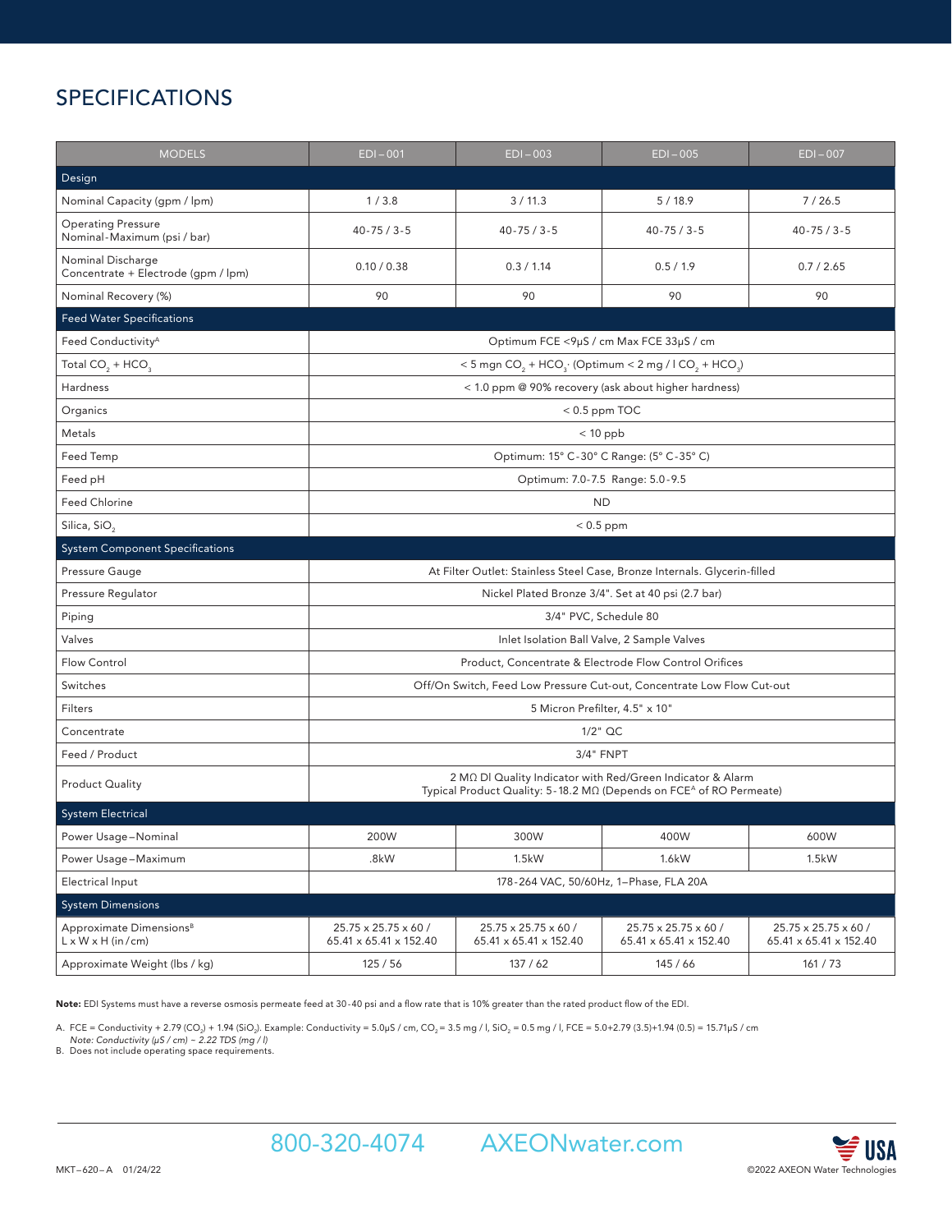## SPECIFICATIONS

| MODELS | EDI – 001 | EDI – 003 | EDI – 005 | EDI – 007 |
|---|---|---|---|---|
| **Design** | | | | |
| Nominal Capacity (gpm / lpm) | 1 / 3.8 | 3 / 11.3 | 5 / 18.9 | 7 / 26.5 |
| Operating Pressure Nominal-Maximum (psi / bar) | 40-75 / 3-5 | 40-75 / 3-5 | 40-75 / 3-5 | 40-75 / 3-5 |
| Nominal Discharge Concentrate + Electrode (gpm / lpm) | 0.10 / 0.38 | 0.3 / 1.14 | 0.5 / 1.9 | 0.7 / 2.65 |
| Nominal Recovery (%) | 90 | 90 | 90 | 90 |
| **Feed Water Specifications** | | | | |
| Feed Conductivity[A] | Optimum FCE <9µS / cm Max FCE 33µS / cm | | | |
| Total $CO_2$ + $HCO_3$ | < 5 mgn $CO_2$ + $HCO_3$· (Optimum < 2 mg / l $CO_2$ + $HCO_3$) | | | |
| Hardness | < 1.0 ppm @ 90% recovery (ask about higher hardness) | | | |
| Organics | < 0.5 ppm TOC | | | |
| Metals | < 10 ppb | | | |
| Feed Temp | Optimum: 15° C-30° C Range: (5° C-35° C) | | | |
| Feed pH | Optimum: 7.0-7.5 Range: 5.0-9.5 | | | |
| Feed Chlorine | ND | | | |
| Silica, $SiO_2$ | < 0.5 ppm | | | |
| **System Component Specifications** | | | | |
| Pressure Gauge | At Filter Outlet: Stainless Steel Case, Bronze Internals. Glycerin-filled | | | |
| Pressure Regulator | Nickel Plated Bronze 3/4". Set at 40 psi (2.7 bar) | | | |
| Piping | 3/4" PVC, Schedule 80 | | | |
| Valves | Inlet Isolation Ball Valve, 2 Sample Valves | | | |
| Flow Control | Product, Concentrate & Electrode Flow Control Orifices | | | |
| Switches | Off/On Switch, Feed Low Pressure Cut-out, Concentrate Low Flow Cut-out | | | |
| Filters | 5 Micron Prefilter, 4.5" x 10" | | | |
| Concentrate | 1/2" QC | | | |
| Feed / Product | 3/4" FNPT | | | |
| Product Quality | 2 MΩ DI Quality Indicator with Red/Green Indicator & Alarm Typical Product Quality: 5-18.2 MΩ (Depends on FCE[A] of RO Permeate) | | | |
| **System Electrical** | | | | |
| Power Usage – Nominal | 200W | 300W | 400W | 600W |
| Power Usage – Maximum | .8kW | 1.5kW | 1.6kW | 1.5kW |
| Electrical Input | 178-264 VAC, 50/60Hz, 1–Phase, FLA 20A | | | |
| **System Dimensions** | | | | |
| Approximate Dimensions[B] L x W x H (in / cm) | 25.75 x 25.75 x 60 / 65.41 x 65.41 x 152.40 | 25.75 x 25.75 x 60 / 65.41 x 65.41 x 152.40 | 25.75 x 25.75 x 60 / 65.41 x 65.41 x 152.40 | 25.75 x 25.75 x 60 / 65.41 x 65.41 x 152.40 |
| Approximate Weight (lbs / kg) | 125 / 56 | 137 / 62 | 145 / 66 | 161 / 73 |

**Note:** EDI Systems must have a reverse osmosis permeate feed at 30-40 psi and a flow rate that is 10% greater than the rated product flow of the EDI.

A. FCE = Conductivity + 2.79 ($CO_2$) + 1.94 ($SiO_2$). Example: Conductivity = 5.0µS / cm, $CO_2$ = 3.5 mg / l, $SiO_2$ = 0.5 mg / l, FCE = 5.0+2.79 (3.5)+1.94 (0.5) = 15.71µS / cm
*Note: Conductivity (µS / cm) ~ 2.22 TDS (mg / l)*

B. Does not include operating space requirements.

800-320-4074 AXEONwater.com

MKT – 620 – A 01/24/22

USA

©2022 AXEON Water Technologies